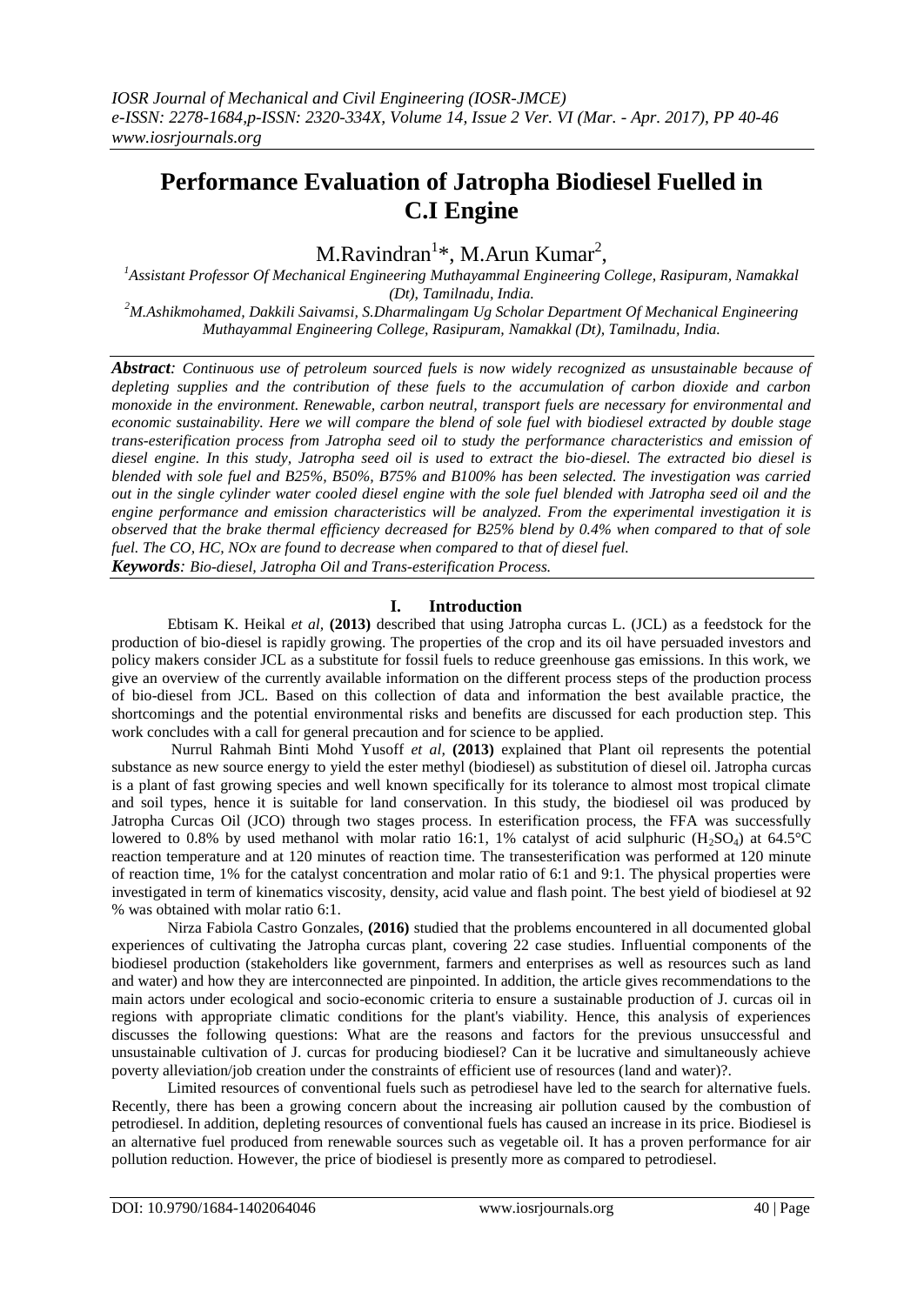# Performance Evaluation of Jatropha Biodiesel Fuelled in C.I Engine

M.Ravindran[1]*, M.Arun Kumar[2],

[1]Assistant Professor Of Mechanical Engineering Muthayammal Engineering College, Rasipuram, Namakkal (Dt), Tamilnadu, India.

[2]M.Ashikmohamed, Dakkili Saivamsi, S.Dharmalingam Ug Scholar Department Of Mechanical Engineering Muthayammal Engineering College, Rasipuram, Namakkal (Dt), Tamilnadu, India.

***Abstract**: Continuous use of petroleum sourced fuels is now widely recognized as unsustainable because of depleting supplies and the contribution of these fuels to the accumulation of carbon dioxide and carbon monoxide in the environment. Renewable, carbon neutral, transport fuels are necessary for environmental and economic sustainability. Here we will compare the blend of sole fuel with biodiesel extracted by double stage trans-esterification process from Jatropha seed oil to study the performance characteristics and emission of diesel engine. In this study, Jatropha seed oil is used to extract the bio-diesel. The extracted bio diesel is blended with sole fuel and B25%, B50%, B75% and B100% has been selected. The investigation was carried out in the single cylinder water cooled diesel engine with the sole fuel blended with Jatropha seed oil and the engine performance and emission characteristics will be analyzed. From the experimental investigation it is observed that the brake thermal efficiency decreased for B25% blend by 0.4% when compared to that of sole fuel. The CO, HC, NOx are found to decrease when compared to that of diesel fuel.*

***Keywords**: Bio-diesel, Jatropha Oil and Trans-esterification Process.*

## I. Introduction

Ebtisam K. Heikal *et al,* **(2013)** described that using Jatropha curcas L. (JCL) as a feedstock for the production of bio-diesel is rapidly growing. The properties of the crop and its oil have persuaded investors and policy makers consider JCL as a substitute for fossil fuels to reduce greenhouse gas emissions. In this work, we give an overview of the currently available information on the different process steps of the production process of bio-diesel from JCL. Based on this collection of data and information the best available practice, the shortcomings and the potential environmental risks and benefits are discussed for each production step. This work concludes with a call for general precaution and for science to be applied.

Nurrul Rahmah Binti Mohd Yusoff *et al,* **(2013)** explained that Plant oil represents the potential substance as new source energy to yield the ester methyl (biodiesel) as substitution of diesel oil. Jatropha curcas is a plant of fast growing species and well known specifically for its tolerance to almost most tropical climate and soil types, hence it is suitable for land conservation. In this study, the biodiesel oil was produced by Jatropha Curcas Oil (JCO) through two stages process. In esterification process, the FFA was successfully lowered to 0.8% by used methanol with molar ratio 16:1, 1% catalyst of acid sulphuric ($H_2SO_4$) at 64.5°C reaction temperature and at 120 minutes of reaction time. The transesterification was performed at 120 minute of reaction time, 1% for the catalyst concentration and molar ratio of 6:1 and 9:1. The physical properties were investigated in term of kinematics viscosity, density, acid value and flash point. The best yield of biodiesel at 92 % was obtained with molar ratio 6:1.

Nirza Fabiola Castro Gonzales, **(2016)** studied that the problems encountered in all documented global experiences of cultivating the Jatropha curcas plant, covering 22 case studies. Influential components of the biodiesel production (stakeholders like government, farmers and enterprises as well as resources such as land and water) and how they are interconnected are pinpointed. In addition, the article gives recommendations to the main actors under ecological and socio-economic criteria to ensure a sustainable production of J. curcas oil in regions with appropriate climatic conditions for the plant's viability. Hence, this analysis of experiences discusses the following questions: What are the reasons and factors for the previous unsuccessful and unsustainable cultivation of J. curcas for producing biodiesel? Can it be lucrative and simultaneously achieve poverty alleviation/job creation under the constraints of efficient use of resources (land and water)?.

Limited resources of conventional fuels such as petrodiesel have led to the search for alternative fuels. Recently, there has been a growing concern about the increasing air pollution caused by the combustion of petrodiesel. In addition, depleting resources of conventional fuels has caused an increase in its price. Biodiesel is an alternative fuel produced from renewable sources such as vegetable oil. It has a proven performance for air pollution reduction. However, the price of biodiesel is presently more as compared to petrodiesel.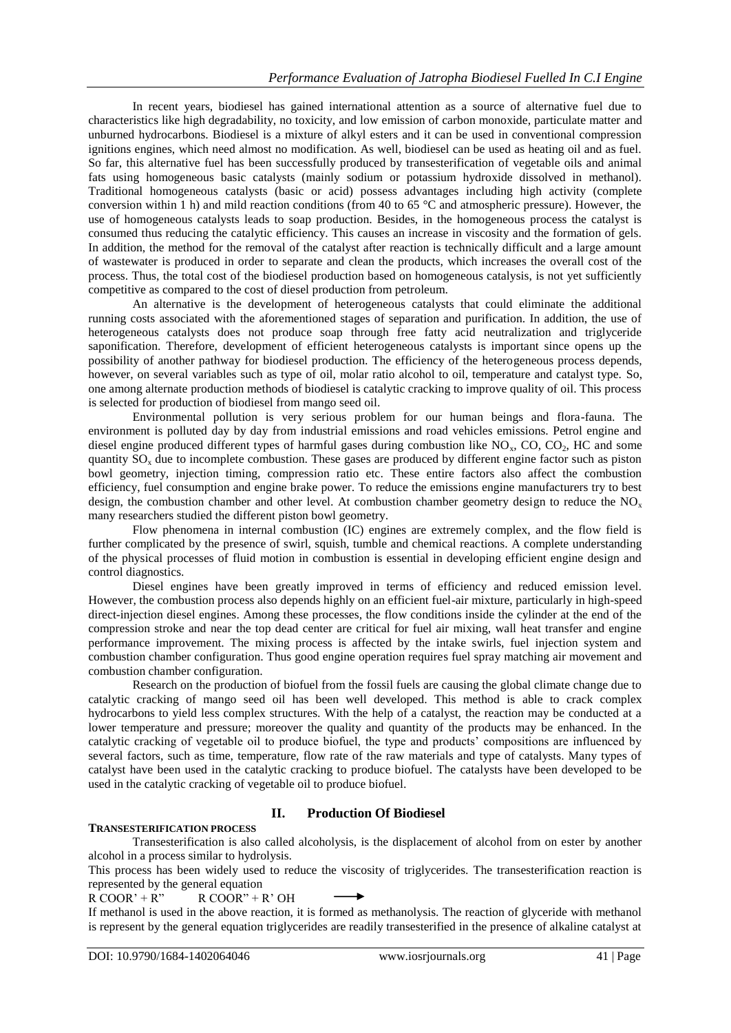In recent years, biodiesel has gained international attention as a source of alternative fuel due to characteristics like high degradability, no toxicity, and low emission of carbon monoxide, particulate matter and unburned hydrocarbons. Biodiesel is a mixture of alkyl esters and it can be used in conventional compression ignitions engines, which need almost no modification. As well, biodiesel can be used as heating oil and as fuel. So far, this alternative fuel has been successfully produced by transesterification of vegetable oils and animal fats using homogeneous basic catalysts (mainly sodium or potassium hydroxide dissolved in methanol). Traditional homogeneous catalysts (basic or acid) possess advantages including high activity (complete conversion within 1 h) and mild reaction conditions (from 40 to 65 °C and atmospheric pressure). However, the use of homogeneous catalysts leads to soap production. Besides, in the homogeneous process the catalyst is consumed thus reducing the catalytic efficiency. This causes an increase in viscosity and the formation of gels. In addition, the method for the removal of the catalyst after reaction is technically difficult and a large amount of wastewater is produced in order to separate and clean the products, which increases the overall cost of the process. Thus, the total cost of the biodiesel production based on homogeneous catalysis, is not yet sufficiently competitive as compared to the cost of diesel production from petroleum.

An alternative is the development of heterogeneous catalysts that could eliminate the additional running costs associated with the aforementioned stages of separation and purification. In addition, the use of heterogeneous catalysts does not produce soap through free fatty acid neutralization and triglyceride saponification. Therefore, development of efficient heterogeneous catalysts is important since opens up the possibility of another pathway for biodiesel production. The efficiency of the heterogeneous process depends, however, on several variables such as type of oil, molar ratio alcohol to oil, temperature and catalyst type. So, one among alternate production methods of biodiesel is catalytic cracking to improve quality of oil. This process is selected for production of biodiesel from mango seed oil.

Environmental pollution is very serious problem for our human beings and flora-fauna. The environment is polluted day by day from industrial emissions and road vehicles emissions. Petrol engine and diesel engine produced different types of harmful gases during combustion like $NO_x$, CO, $CO_2$, HC and some quantity $SO_x$ due to incomplete combustion. These gases are produced by different engine factor such as piston bowl geometry, injection timing, compression ratio etc. These entire factors also affect the combustion efficiency, fuel consumption and engine brake power. To reduce the emissions engine manufacturers try to best design, the combustion chamber and other level. At combustion chamber geometry design to reduce the $NO_x$ many researchers studied the different piston bowl geometry.

Flow phenomena in internal combustion (IC) engines are extremely complex, and the flow field is further complicated by the presence of swirl, squish, tumble and chemical reactions. A complete understanding of the physical processes of fluid motion in combustion is essential in developing efficient engine design and control diagnostics.

Diesel engines have been greatly improved in terms of efficiency and reduced emission level. However, the combustion process also depends highly on an efficient fuel-air mixture, particularly in high-speed direct-injection diesel engines. Among these processes, the flow conditions inside the cylinder at the end of the compression stroke and near the top dead center are critical for fuel air mixing, wall heat transfer and engine performance improvement. The mixing process is affected by the intake swirls, fuel injection system and combustion chamber configuration. Thus good engine operation requires fuel spray matching air movement and combustion chamber configuration.

Research on the production of biofuel from the fossil fuels are causing the global climate change due to catalytic cracking of mango seed oil has been well developed. This method is able to crack complex hydrocarbons to yield less complex structures. With the help of a catalyst, the reaction may be conducted at a lower temperature and pressure; moreover the quality and quantity of the products may be enhanced. In the catalytic cracking of vegetable oil to produce biofuel, the type and products' compositions are influenced by several factors, such as time, temperature, flow rate of the raw materials and type of catalysts. Many types of catalyst have been used in the catalytic cracking to produce biofuel. The catalysts have been developed to be used in the catalytic cracking of vegetable oil to produce biofuel.

## II. Production Of Biodiesel

### TRANSESTERIFICATION PROCESS

Transesterification is also called alcoholysis, is the displacement of alcohol from on ester by another alcohol in a process similar to hydrolysis.

This process has been widely used to reduce the viscosity of triglycerides. The transesterification reaction is represented by the general equation

$$R\,COOR' + R'' \longrightarrow R\,COOR'' + R'\,OH$$

If methanol is used in the above reaction, it is formed as methanolysis. The reaction of glyceride with methanol is represent by the general equation triglycerides are readily transesterified in the presence of alkaline catalyst at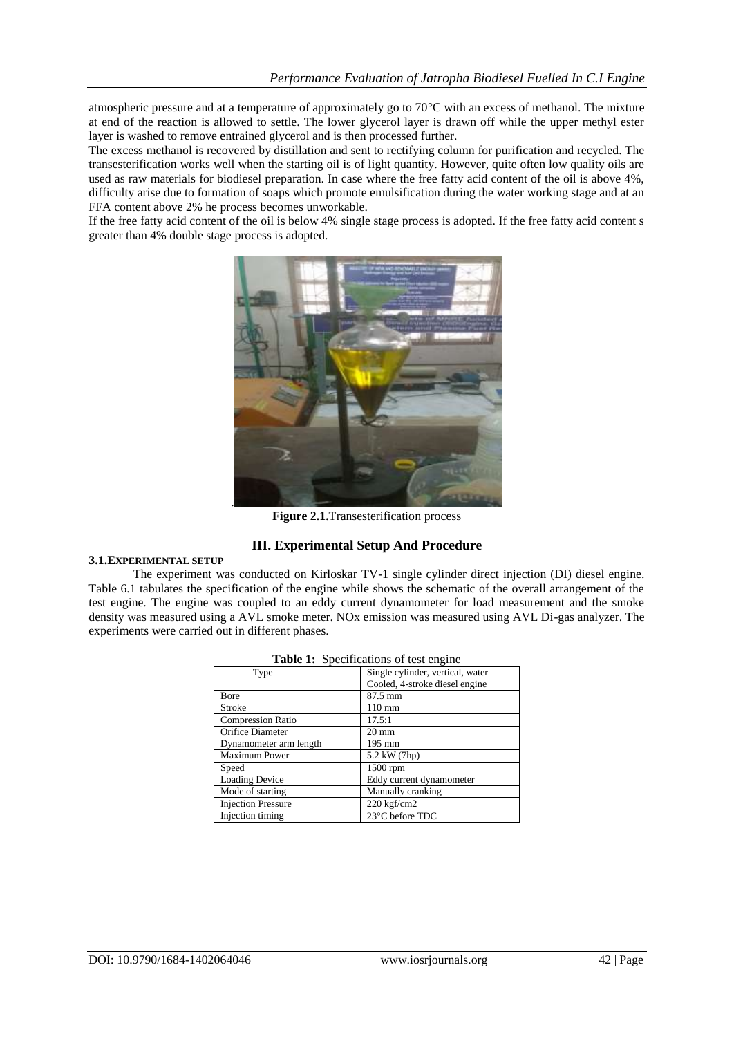atmospheric pressure and at a temperature of approximately go to 70°C with an excess of methanol. The mixture at end of the reaction is allowed to settle. The lower glycerol layer is drawn off while the upper methyl ester layer is washed to remove entrained glycerol and is then processed further.

The excess methanol is recovered by distillation and sent to rectifying column for purification and recycled. The transesterification works well when the starting oil is of light quantity. However, quite often low quality oils are used as raw materials for biodiesel preparation. In case where the free fatty acid content of the oil is above 4%, difficulty arise due to formation of soaps which promote emulsification during the water working stage and at an FFA content above 2% he process becomes unworkable.

If the free fatty acid content of the oil is below 4% single stage process is adopted. If the free fatty acid content s greater than 4% double stage process is adopted.

**Figure 2.1.** Transesterification process

## III. Experimental Setup And Procedure

### 3.1. EXPERIMENTAL SETUP

The experiment was conducted on Kirloskar TV-1 single cylinder direct injection (DI) diesel engine. Table 6.1 tabulates the specification of the engine while shows the schematic of the overall arrangement of the test engine. The engine was coupled to an eddy current dynamometer for load measurement and the smoke density was measured using a AVL smoke meter. NOx emission was measured using AVL Di-gas analyzer. The experiments were carried out in different phases.

**Table 1:** Specifications of test engine

| Type | Single cylinder, vertical, water Cooled, 4-stroke diesel engine |
|---|---|
| Bore | 87.5 mm |
| Stroke | 110 mm |
| Compression Ratio | 17.5:1 |
| Orifice Diameter | 20 mm |
| Dynamometer arm length | 195 mm |
| Maximum Power | 5.2 kW (7hp) |
| Speed | 1500 rpm |
| Loading Device | Eddy current dynamometer |
| Mode of starting | Manually cranking |
| Injection Pressure | 220 kgf/cm2 |
| Injection timing | 23°C before TDC |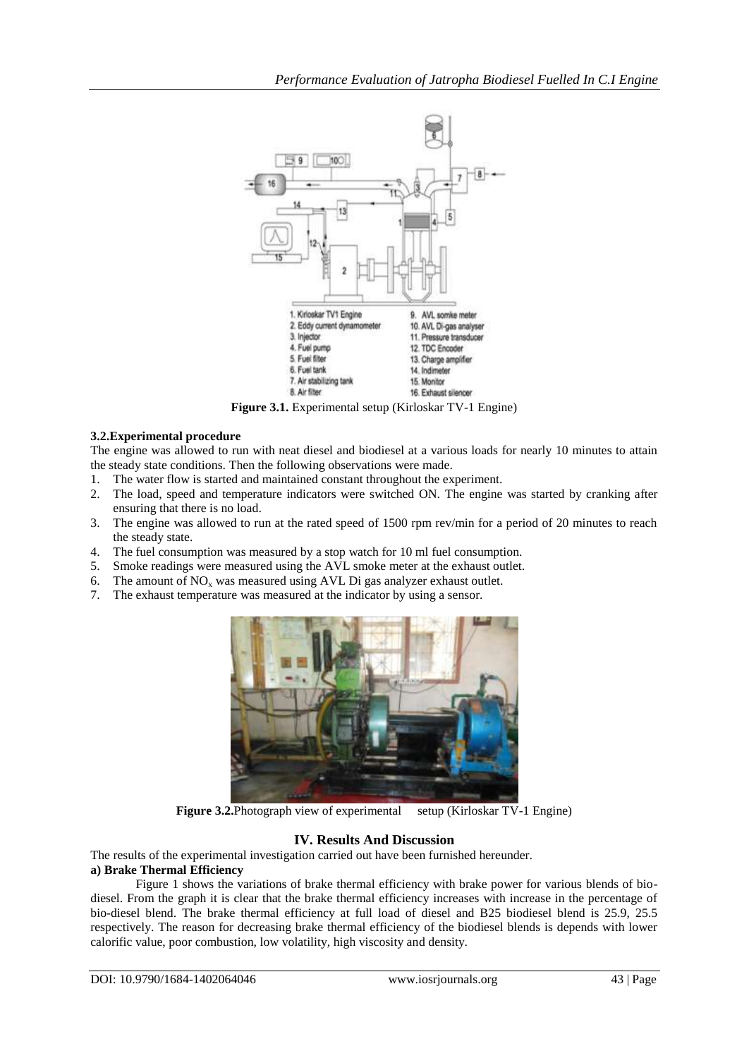1. Kirloskar TV1 Engine
2. Eddy current dynamometer
3. Injector
4. Fuel pump
5. Fuel filter
6. Fuel tank
7. Air stabilizing tank
8. Air filter
9. AVL somke meter
10. AVL Di-gas analyser
11. Pressure transducer
12. TDC Encoder
13. Charge amplifier
14. Indimeter
15. Monitor
16. Exhaust silencer

**Figure 3.1.** Experimental setup (Kirloskar TV-1 Engine)

### 3.2.Experimental procedure

The engine was allowed to run with neat diesel and biodiesel at a various loads for nearly 10 minutes to attain the steady state conditions. Then the following observations were made.

1. The water flow is started and maintained constant throughout the experiment.
2. The load, speed and temperature indicators were switched ON. The engine was started by cranking after ensuring that there is no load.
3. The engine was allowed to run at the rated speed of 1500 rpm rev/min for a period of 20 minutes to reach the steady state.
4. The fuel consumption was measured by a stop watch for 10 ml fuel consumption.
5. Smoke readings were measured using the AVL smoke meter at the exhaust outlet.
6. The amount of $NO_x$ was measured using AVL Di gas analyzer exhaust outlet.
7. The exhaust temperature was measured at the indicator by using a sensor.

**Figure 3.2.**Photograph view of experimental setup (Kirloskar TV-1 Engine)

## IV. Results And Discussion

The results of the experimental investigation carried out have been furnished hereunder.

**a) Brake Thermal Efficiency**

Figure 1 shows the variations of brake thermal efficiency with brake power for various blends of bio-diesel. From the graph it is clear that the brake thermal efficiency increases with increase in the percentage of bio-diesel blend. The brake thermal efficiency at full load of diesel and B25 biodiesel blend is 25.9, 25.5 respectively. The reason for decreasing brake thermal efficiency of the biodiesel blends is depends with lower calorific value, poor combustion, low volatility, high viscosity and density.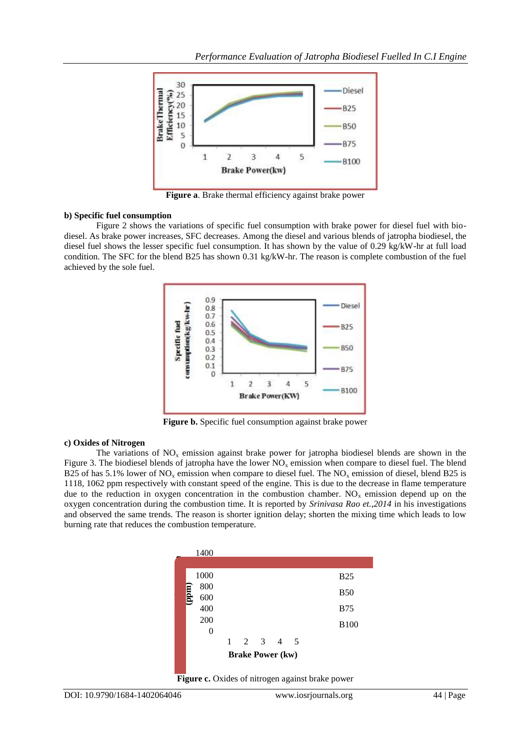Figure a. Brake thermal efficiency against brake power

**b) Specific fuel consumption**

Figure 2 shows the variations of specific fuel consumption with brake power for diesel fuel with bio-diesel. As brake power increases, SFC decreases. Among the diesel and various blends of jatropha biodiesel, the diesel fuel shows the lesser specific fuel consumption. It has shown by the value of 0.29 kg/kW-hr at full load condition. The SFC for the blend B25 has shown 0.31 kg/kW-hr. The reason is complete combustion of the fuel achieved by the sole fuel.

**Figure b.** Specific fuel consumption against brake power

**c) Oxides of Nitrogen**

The variations of $NO_x$ emission against brake power for jatropha biodiesel blends are shown in the Figure 3. The biodiesel blends of jatropha have the lower $NO_x$ emission when compare to diesel fuel. The blend B25 of has 5.1% lower of $NO_x$ emission when compare to diesel fuel. The $NO_x$ emission of diesel, blend B25 is 1118, 1062 ppm respectively with constant speed of the engine. This is due to the decrease in flame temperature due to the reduction in oxygen concentration in the combustion chamber. $NO_x$ emission depend up on the oxygen concentration during the combustion time. It is reported by *Srinivasa Rao et.,2014* in his investigations and observed the same trends. The reason is shorter ignition delay; shorten the mixing time which leads to low burning rate that reduces the combustion temperature.

**Figure c.** Oxides of nitrogen against brake power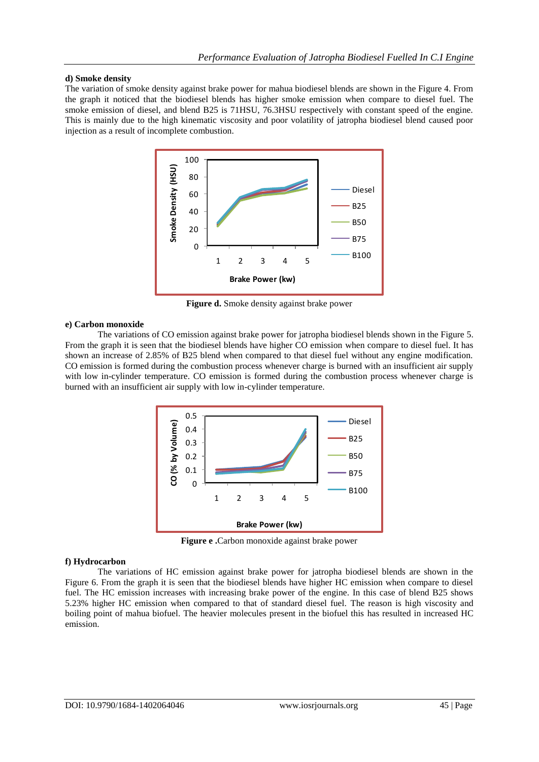#### d) Smoke density

The variation of smoke density against brake power for mahua biodiesel blends are shown in the Figure 4. From the graph it noticed that the biodiesel blends has higher smoke emission when compare to diesel fuel. The smoke emission of diesel, and blend B25 is 71HSU, 76.3HSU respectively with constant speed of the engine. This is mainly due to the high kinematic viscosity and poor volatility of jatropha biodiesel blend caused poor injection as a result of incomplete combustion.

**Figure d.** Smoke density against brake power

#### e) Carbon monoxide

The variations of CO emission against brake power for jatropha biodiesel blends shown in the Figure 5. From the graph it is seen that the biodiesel blends have higher CO emission when compare to diesel fuel. It has shown an increase of 2.85% of B25 blend when compared to that diesel fuel without any engine modification. CO emission is formed during the combustion process whenever charge is burned with an insufficient air supply with low in-cylinder temperature. CO emission is formed during the combustion process whenever charge is burned with an insufficient air supply with low in-cylinder temperature.

**Figure e .**Carbon monoxide against brake power

#### f) Hydrocarbon

The variations of HC emission against brake power for jatropha biodiesel blends are shown in the Figure 6. From the graph it is seen that the biodiesel blends have higher HC emission when compare to diesel fuel. The HC emission increases with increasing brake power of the engine. In this case of blend B25 shows 5.23% higher HC emission when compared to that of standard diesel fuel. The reason is high viscosity and boiling point of mahua biofuel. The heavier molecules present in the biofuel this has resulted in increased HC emission.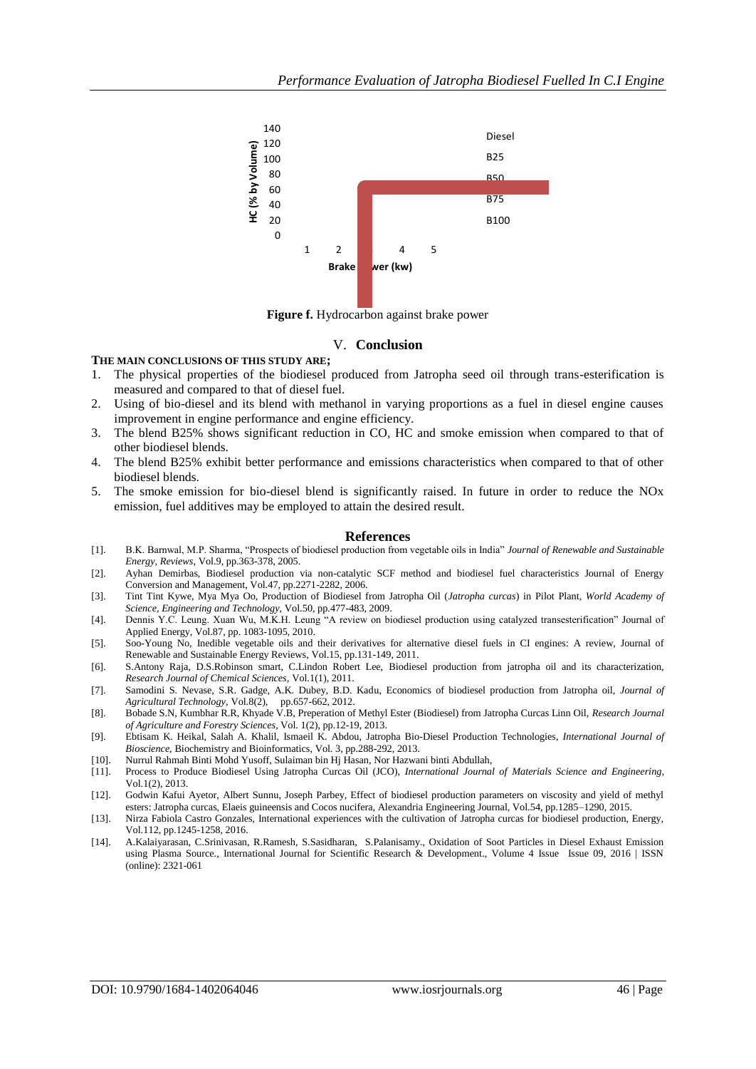140
120
100
80
60
40
20
0

HC (% by Volume)

1 2 4 5

Brake wer (kw)

Diesel
B25
B50
B75
B100

**Figure f.** Hydrocarbon against brake power

## V. Conclusion

**THE MAIN CONCLUSIONS OF THIS STUDY ARE;**

1. The physical properties of the biodiesel produced from Jatropha seed oil through trans-esterification is measured and compared to that of diesel fuel.
2. Using of bio-diesel and its blend with methanol in varying proportions as a fuel in diesel engine causes improvement in engine performance and engine efficiency.
3. The blend B25% shows significant reduction in CO, HC and smoke emission when compared to that of other biodiesel blends.
4. The blend B25% exhibit better performance and emissions characteristics when compared to that of other biodiesel blends.
5. The smoke emission for bio-diesel blend is significantly raised. In future in order to reduce the NOx emission, fuel additives may be employed to attain the desired result.

## References

[1]. B.K. Barnwal, M.P. Sharma, "Prospects of biodiesel production from vegetable oils in India" *Journal of Renewable and Sustainable Energy, Reviews*, Vol.9, pp.363-378, 2005.

[2]. Ayhan Demirbas, Biodiesel production via non-catalytic SCF method and biodiesel fuel characteristics Journal of Energy Conversion and Management, Vol.47, pp.2271-2282, 2006.

[3]. Tint Tint Kywe, Mya Mya Oo, Production of Biodiesel from Jatropha Oil (*Jatropha curcas*) in Pilot Plant, *World Academy of Science, Engineering and Technology*, Vol.50, pp.477-483, 2009.

[4]. Dennis Y.C. Leung. Xuan Wu, M.K.H. Leung "A review on biodiesel production using catalyzed transesterification" Journal of Applied Energy, Vol.87, pp. 1083-1095, 2010.

[5]. Soo-Young No, Inedible vegetable oils and their derivatives for alternative diesel fuels in CI engines: A review, Journal of Renewable and Sustainable Energy Reviews, Vol.15, pp.131-149, 2011.

[6]. S.Antony Raja, D.S.Robinson smart, C.Lindon Robert Lee, Biodiesel production from jatropha oil and its characterization, *Research Journal of Chemical Sciences*, Vol.1(1), 2011.

[7]. Samodini S. Nevase, S.R. Gadge, A.K. Dubey, B.D. Kadu, Economics of biodiesel production from Jatropha oil, *Journal of Agricultural Technology*, Vol.8(2), pp.657-662, 2012.

[8]. Bobade S.N, Kumbhar R.R, Khyade V.B, Preperation of Methyl Ester (Biodiesel) from Jatropha Curcas Linn Oil, *Research Journal of Agriculture and Forestry Sciences*, Vol. 1(2), pp.12-19, 2013.

[9]. Ebtisam K. Heikal, Salah A. Khalil, Ismaeil K. Abdou, Jatropha Bio-Diesel Production Technologies, *International Journal of Bioscience*, Biochemistry and Bioinformatics, Vol. 3, pp.288-292, 2013.

[10]. Nurrul Rahmah Binti Mohd Yusoff, Sulaiman bin Hj Hasan, Nor Hazwani binti Abdullah,

[11]. Process to Produce Biodiesel Using Jatropha Curcas Oil (JCO), *International Journal of Materials Science and Engineering*, Vol.1(2), 2013.

[12]. Godwin Kafui Ayetor, Albert Sunnu, Joseph Parbey, Effect of biodiesel production parameters on viscosity and yield of methyl esters: Jatropha curcas, Elaeis guineensis and Cocos nucifera, Alexandria Engineering Journal, Vol.54, pp.1285–1290, 2015.

[13]. Nirza Fabiola Castro Gonzales, International experiences with the cultivation of Jatropha curcas for biodiesel production, Energy, Vol.112, pp.1245-1258, 2016.

[14]. A.Kalaiyarasan, C.Srinivasan, R.Ramesh, S.Sasidharan, S.Palanisamy., Oxidation of Soot Particles in Diesel Exhaust Emission using Plasma Source., International Journal for Scientific Research & Development., Volume 4 Issue Issue 09, 2016 | ISSN (online): 2321-061